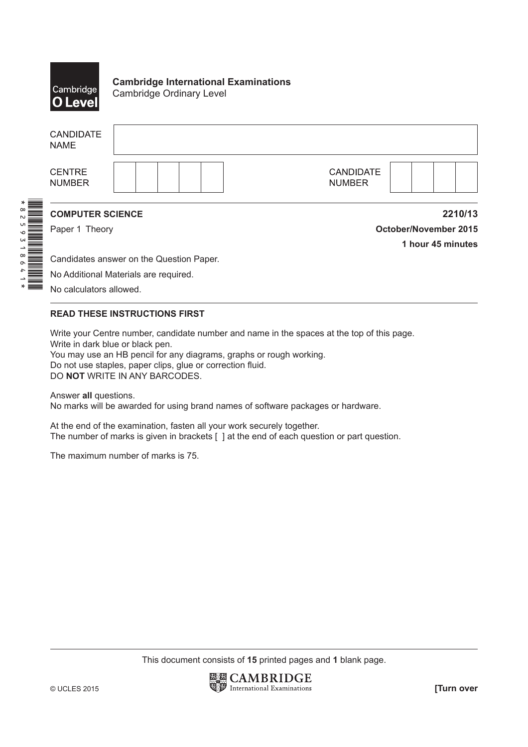**Cambridge International Examinations**
Cambridge Ordinary Level

| CANDIDATE NAME | |
|---|---|

| CENTRE NUMBER | | | | | | CANDIDATE NUMBER | | | | |
|---|---|---|---|---|---|---|---|---|---|---|

*8259318641*

**COMPUTER SCIENCE** **2210/13**

Paper 1 Theory **October/November 2015**

**1 hour 45 minutes**

Candidates answer on the Question Paper.

No Additional Materials are required.

No calculators allowed.

**READ THESE INSTRUCTIONS FIRST**

Write your Centre number, candidate number and name in the spaces at the top of this page.
Write in dark blue or black pen.
You may use an HB pencil for any diagrams, graphs or rough working.
Do not use staples, paper clips, glue or correction fluid.
DO **NOT** WRITE IN ANY BARCODES.

Answer **all** questions.
No marks will be awarded for using brand names of software packages or hardware.

At the end of the examination, fasten all your work securely together.
The number of marks is given in brackets [ ] at the end of each question or part question.

The maximum number of marks is 75.

This document consists of **15** printed pages and **1** blank page.

© UCLES 2015 **[Turn over**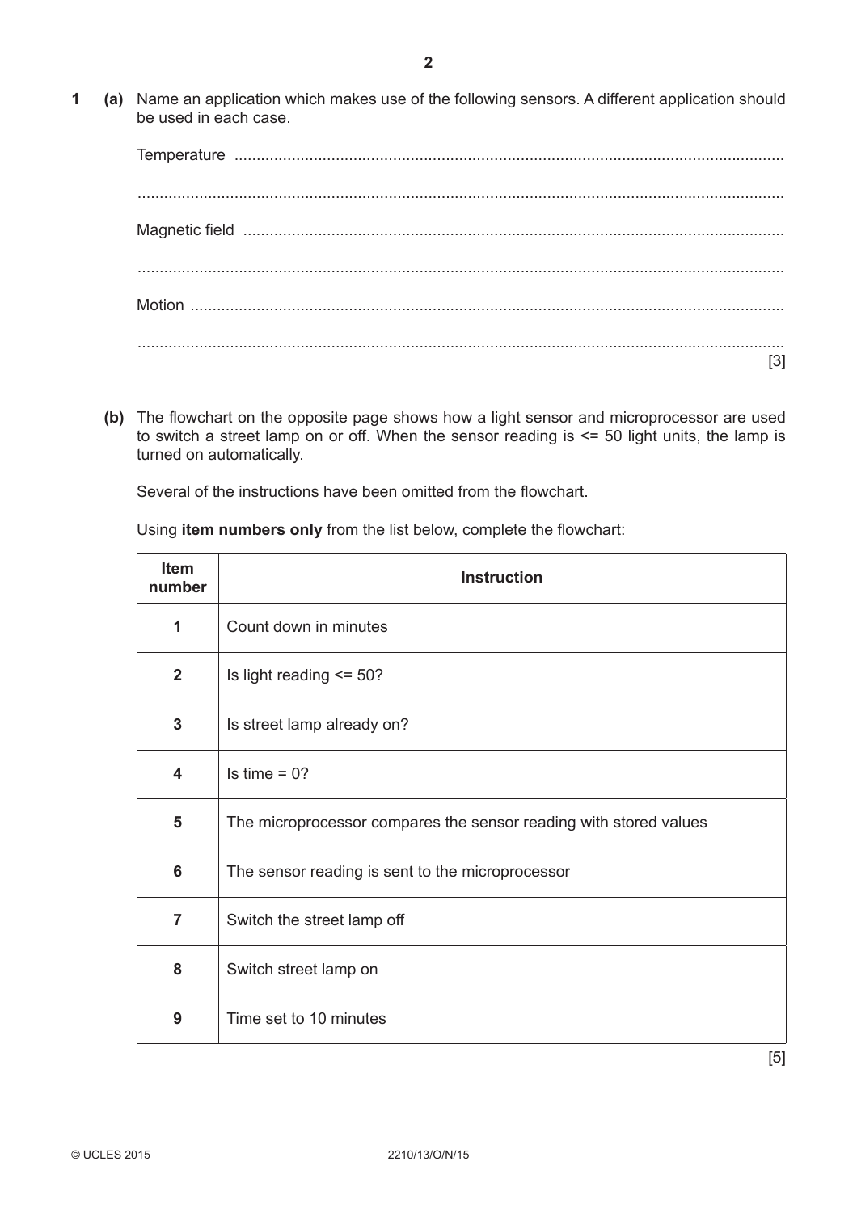1 (a) Name an application which makes use of the following sensors. A different application should be used in each case.

Temperature ..............................................................................................................................

..............................................................................................................................................

Magnetic field ..........................................................................................................................

..............................................................................................................................................

Motion ......................................................................................................................................

.............................................................................................................................................. [3]

(b) The flowchart on the opposite page shows how a light sensor and microprocessor are used to switch a street lamp on or off. When the sensor reading is <= 50 light units, the lamp is turned on automatically.

Several of the instructions have been omitted from the flowchart.

Using **item numbers only** from the list below, complete the flowchart:

| Item number | Instruction |
|---|---|
| 1 | Count down in minutes |
| 2 | Is light reading <= 50? |
| 3 | Is street lamp already on? |
| 4 | Is time = 0? |
| 5 | The microprocessor compares the sensor reading with stored values |
| 6 | The sensor reading is sent to the microprocessor |
| 7 | Switch the street lamp off |
| 8 | Switch street lamp on |
| 9 | Time set to 10 minutes |

[5]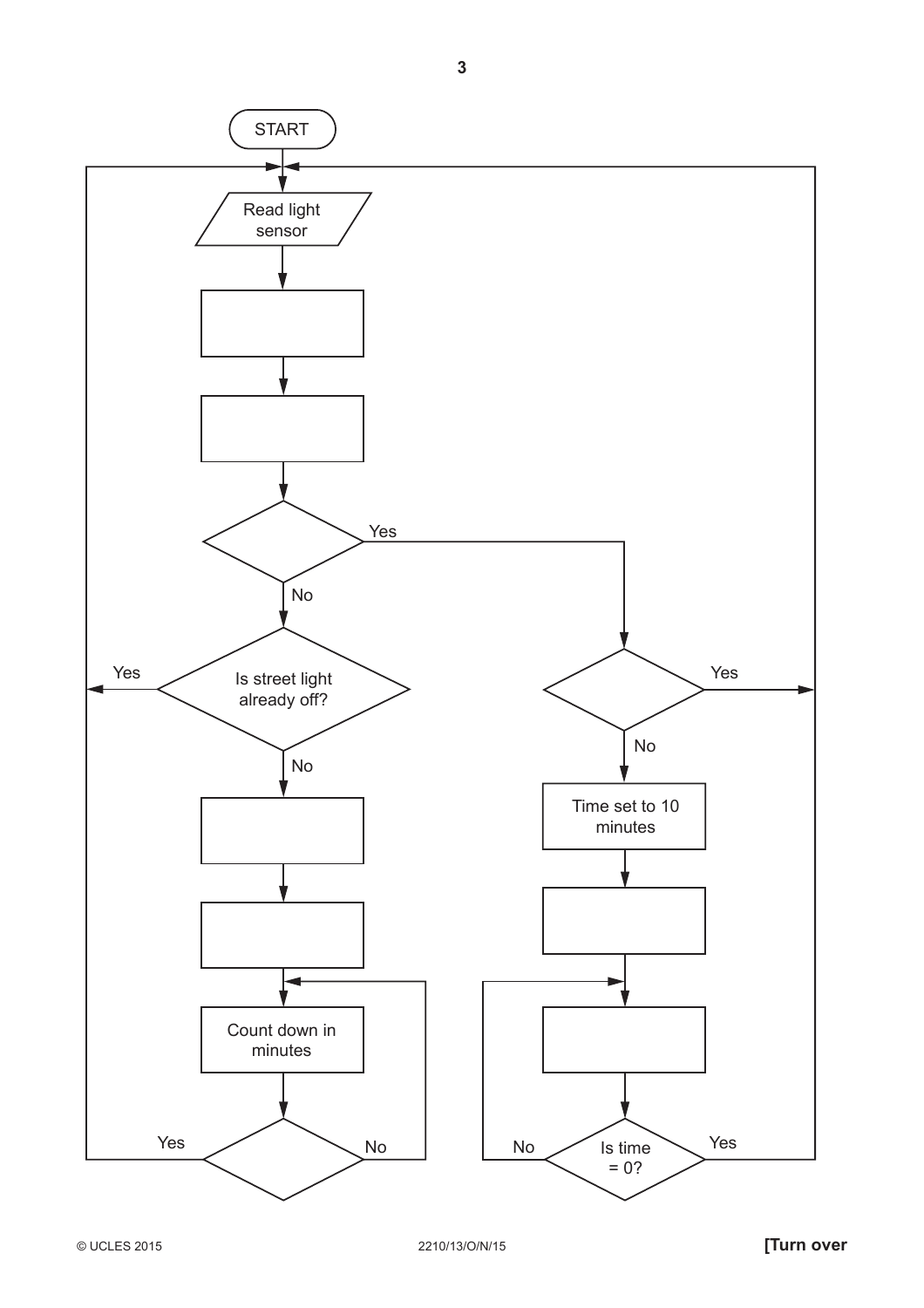START

Read light sensor

Is street light already off?

Yes

No

Yes

No

Time set to 10 minutes

Count down in minutes

Yes

No

No

Is time = 0?

Yes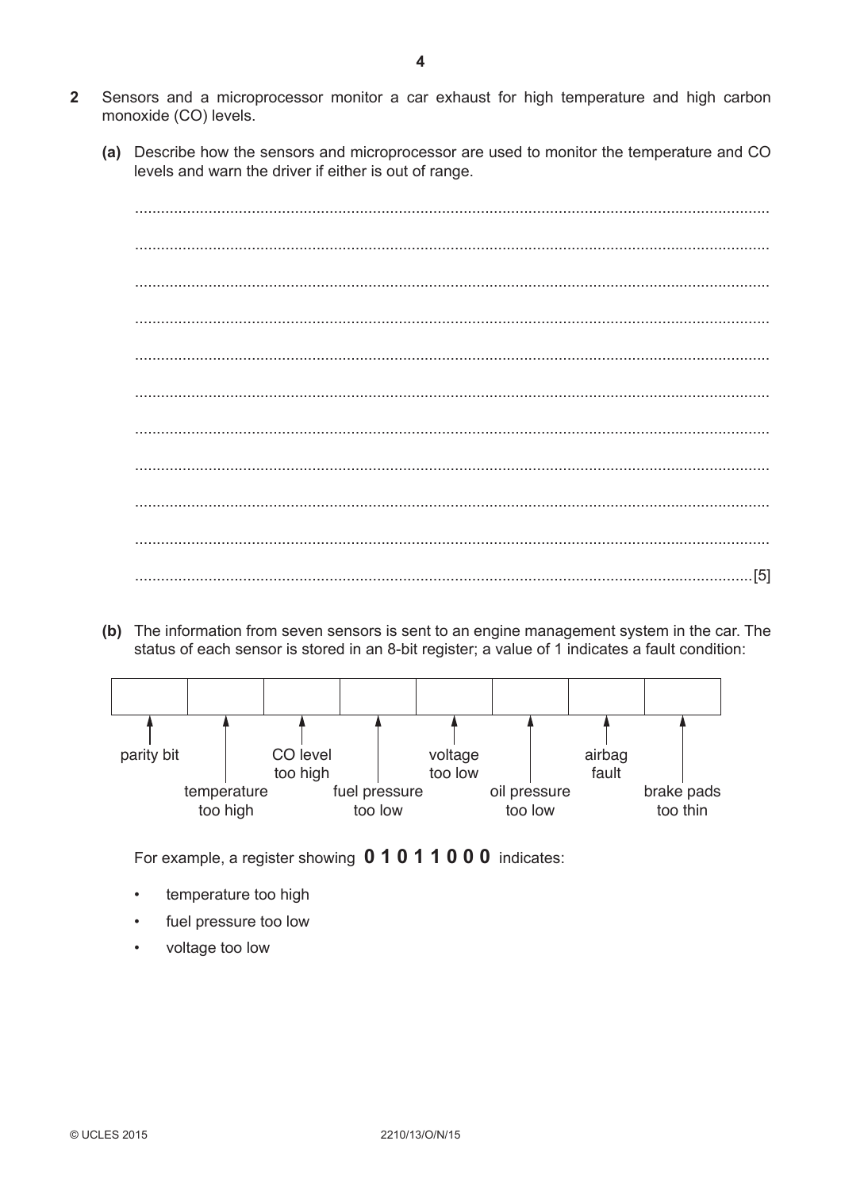**2** Sensors and a microprocessor monitor a car exhaust for high temperature and high carbon monoxide (CO) levels.

**(a)** Describe how the sensors and microprocessor are used to monitor the temperature and CO levels and warn the driver if either is out of range.

..........................................................................................................................................

..........................................................................................................................................

..........................................................................................................................................

..........................................................................................................................................

..........................................................................................................................................

..........................................................................................................................................

..........................................................................................................................................

..........................................................................................................................................

..........................................................................................................................................

..........................................................................................................................................

.....................................................................................................................................[5]

**(b)** The information from seven sensors is sent to an engine management system in the car. The status of each sensor is stored in an 8-bit register; a value of 1 indicates a fault condition:

| | | | | | | | |
|---|---|---|---|---|---|---|---|
| parity bit | temperature too high | CO level too high | fuel pressure too low | voltage too low | oil pressure too low | airbag fault | brake pads too thin |

For example, a register showing **0 1 0 1 1 0 0 0** indicates:

- temperature too high
- fuel pressure too low
- voltage too low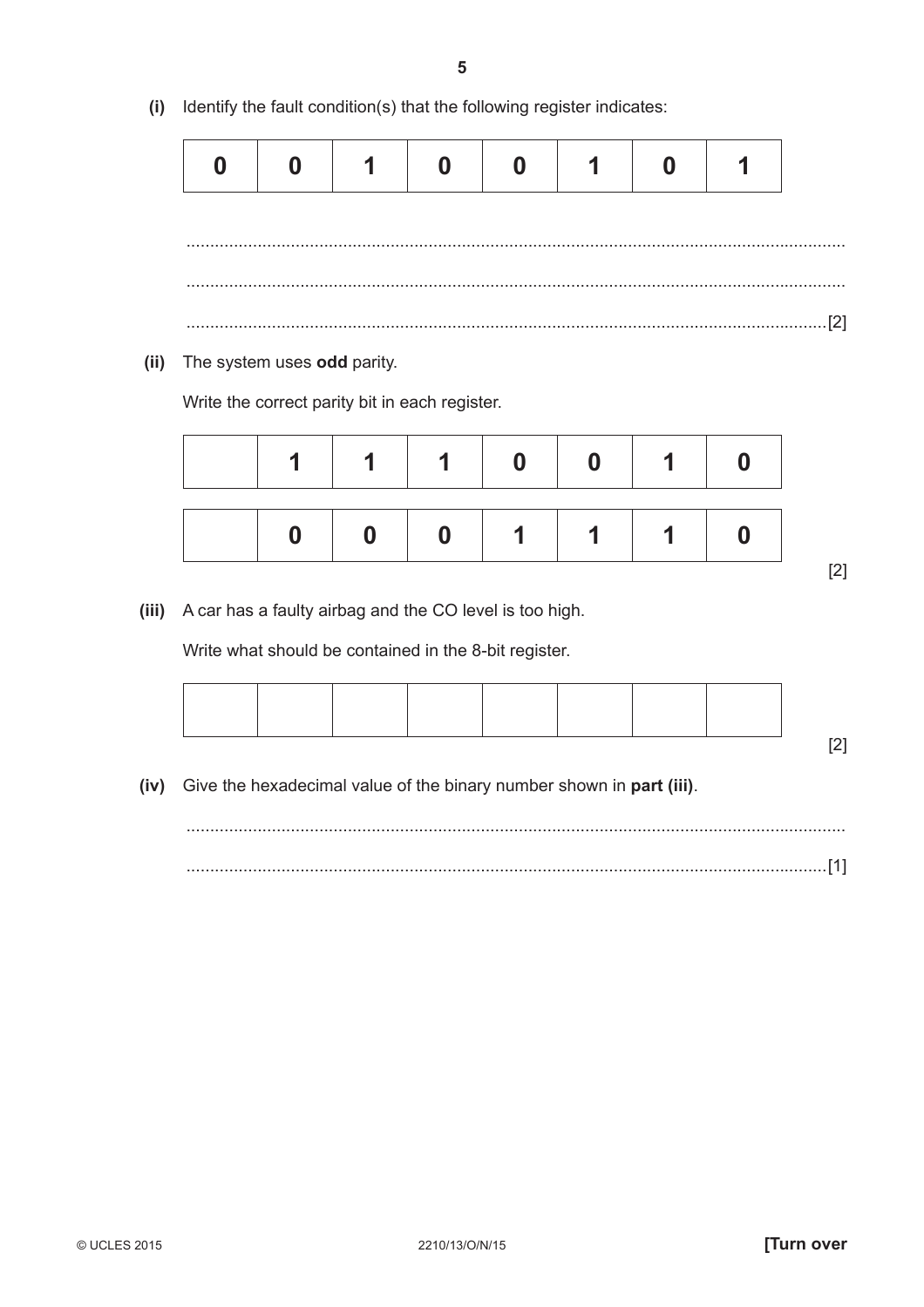**(i)** Identify the fault condition(s) that the following register indicates:

| 0 | 0 | 1 | 0 | 0 | 1 | 0 | 1 |
|---|---|---|---|---|---|---|---|

.......................................................................................................................................

.......................................................................................................................................

....................................................................................................................................... [2]

**(ii)** The system uses **odd** parity.

Write the correct parity bit in each register.

| | 1 | 1 | 1 | 0 | 0 | 1 | 0 |
|---|---|---|---|---|---|---|---|
| | 0 | 0 | 0 | 1 | 1 | 1 | 0 |

[2]

**(iii)** A car has a faulty airbag and the CO level is too high.

Write what should be contained in the 8-bit register.

| | | | | | | | |
|---|---|---|---|---|---|---|---|

[2]

**(iv)** Give the hexadecimal value of the binary number shown in **part (iii)**.

.......................................................................................................................................

....................................................................................................................................... [1]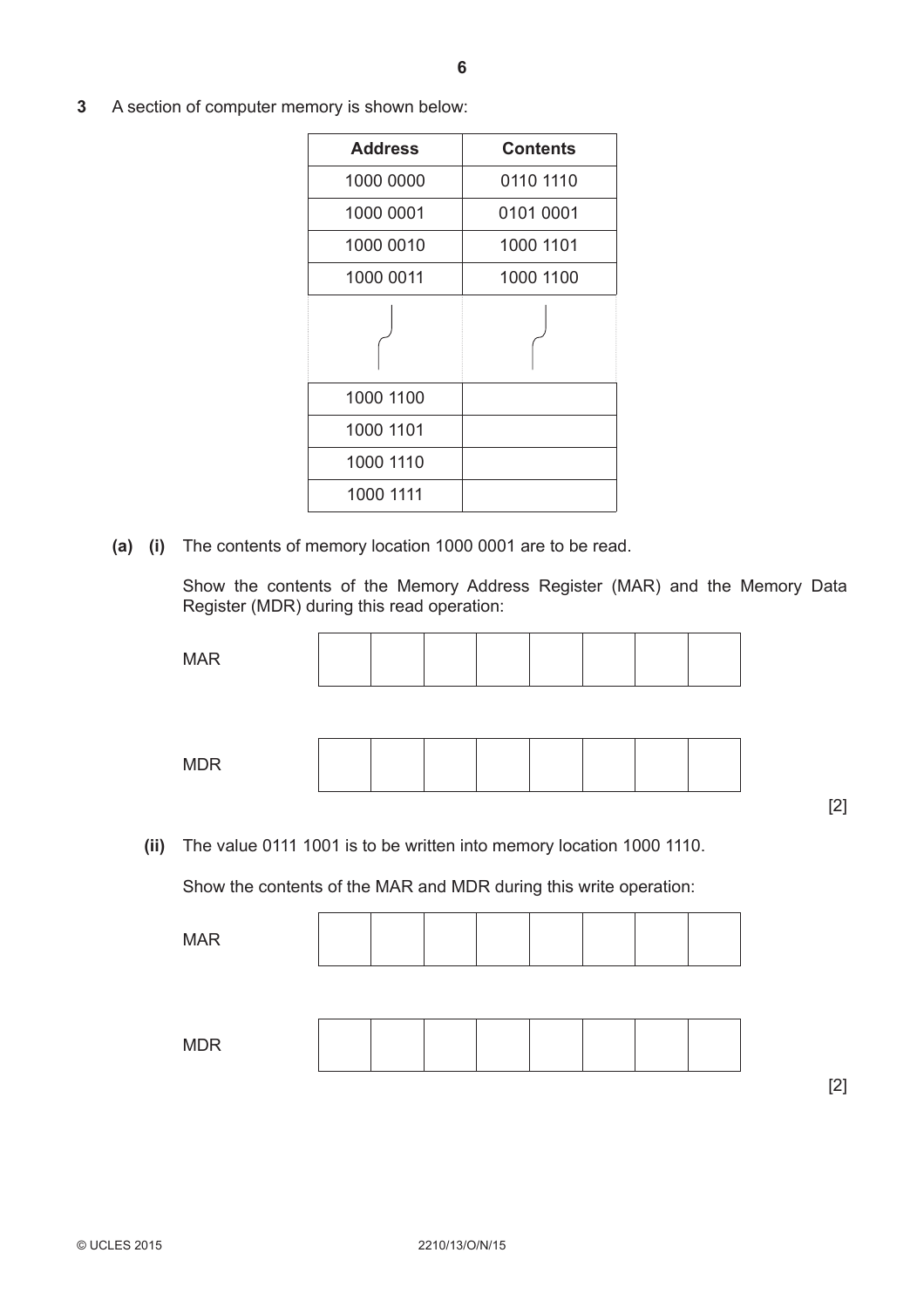**3** A section of computer memory is shown below:

| Address | Contents |
|---|---|
| 1000 0000 | 0110 1110 |
| 1000 0001 | 0101 0001 |
| 1000 0010 | 1000 1101 |
| 1000 0011 | 1000 1100 |
| ⋮ | ⋮ |
| 1000 1100 | |
| 1000 1101 | |
| 1000 1110 | |
| 1000 1111 | |

**(a) (i)** The contents of memory location 1000 0001 are to be read.

Show the contents of the Memory Address Register (MAR) and the Memory Data Register (MDR) during this read operation:

MAR

| | | | | | | | |
|---|---|---|---|---|---|---|---|
| | | | | | | | |

MDR

| | | | | | | | |
|---|---|---|---|---|---|---|---|
| | | | | | | | |

[2]

**(ii)** The value 0111 1001 is to be written into memory location 1000 1110.

Show the contents of the MAR and MDR during this write operation:

MAR

| | | | | | | | |
|---|---|---|---|---|---|---|---|
| | | | | | | | |

MDR

| | | | | | | | |
|---|---|---|---|---|---|---|---|
| | | | | | | | |

[2]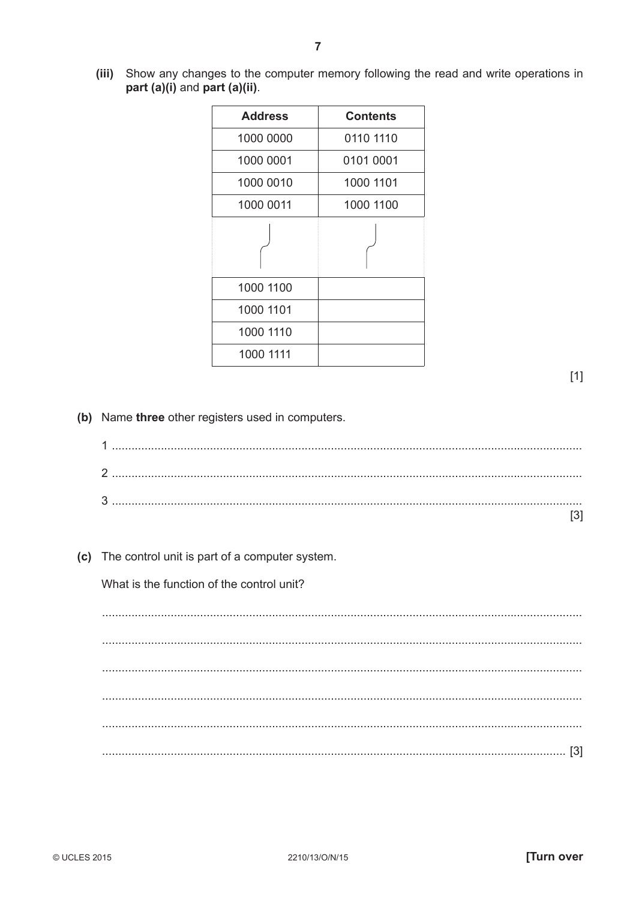**(iii)** Show any changes to the computer memory following the read and write operations in **part (a)(i)** and **part (a)(ii)**.

| Address | Contents |
|---|---|
| 1000 0000 | 0110 1110 |
| 1000 0001 | 0101 0001 |
| 1000 0010 | 1000 1101 |
| 1000 0011 | 1000 1100 |
| ⋮ | ⋮ |
| 1000 1100 | |
| 1000 1101 | |
| 1000 1110 | |
| 1000 1111 | |

[1]

**(b)** Name **three** other registers used in computers.

1 ..........................................................................................................................................

2 ..........................................................................................................................................

3 ..........................................................................................................................................

[3]

**(c)** The control unit is part of a computer system.

What is the function of the control unit?

..........................................................................................................................................

..........................................................................................................................................

..........................................................................................................................................

..........................................................................................................................................

..........................................................................................................................................

.................................................................................................................................... [3]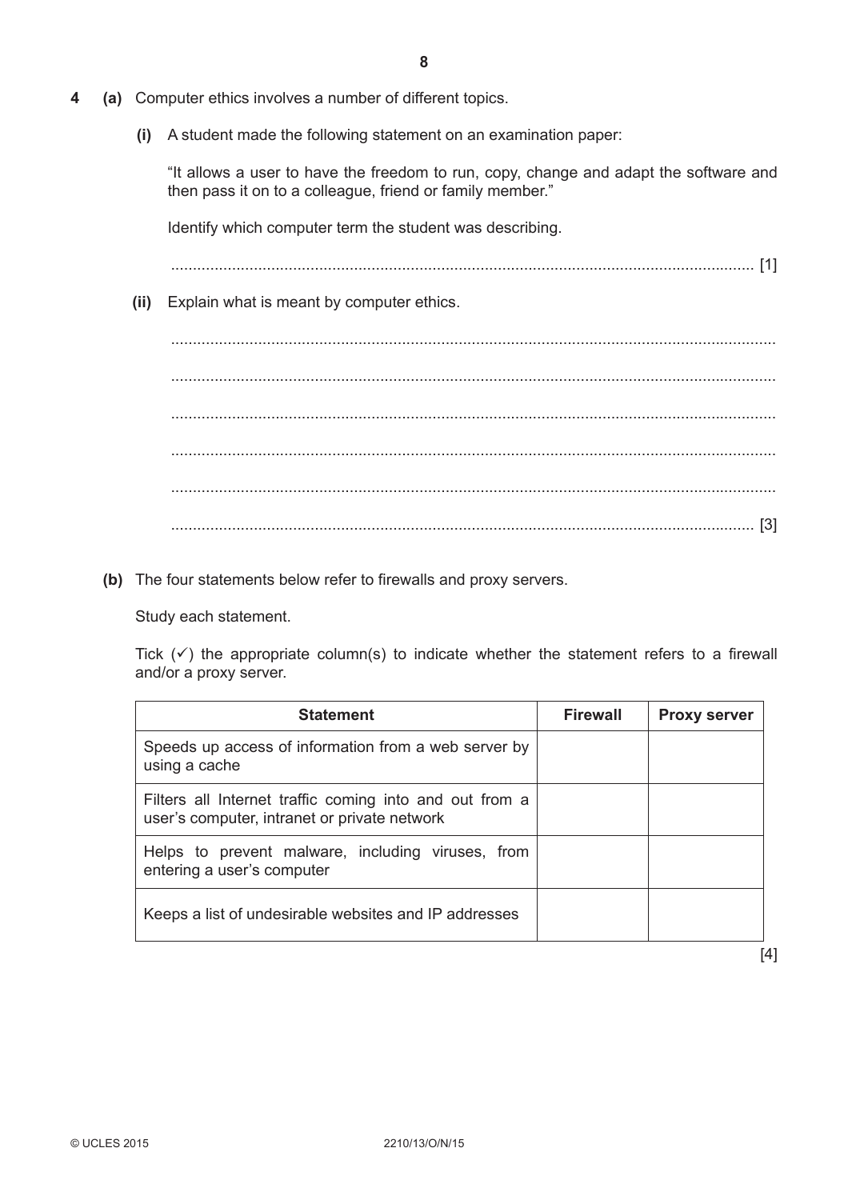**4** **(a)** Computer ethics involves a number of different topics.

**(i)** A student made the following statement on an examination paper:

"It allows a user to have the freedom to run, copy, change and adapt the software and then pass it on to a colleague, friend or family member."

Identify which computer term the student was describing.

........................................................................................................................................ [1]

**(ii)** Explain what is meant by computer ethics.

..........................................................................................................................................

..........................................................................................................................................

..........................................................................................................................................

..........................................................................................................................................

..........................................................................................................................................

........................................................................................................................................ [3]

**(b)** The four statements below refer to firewalls and proxy servers.

Study each statement.

Tick (✓) the appropriate column(s) to indicate whether the statement refers to a firewall and/or a proxy server.

| Statement | Firewall | Proxy server |
|---|---|---|
| Speeds up access of information from a web server by using a cache | | |
| Filters all Internet traffic coming into and out from a user's computer, intranet or private network | | |
| Helps to prevent malware, including viruses, from entering a user's computer | | |
| Keeps a list of undesirable websites and IP addresses | | |

[4]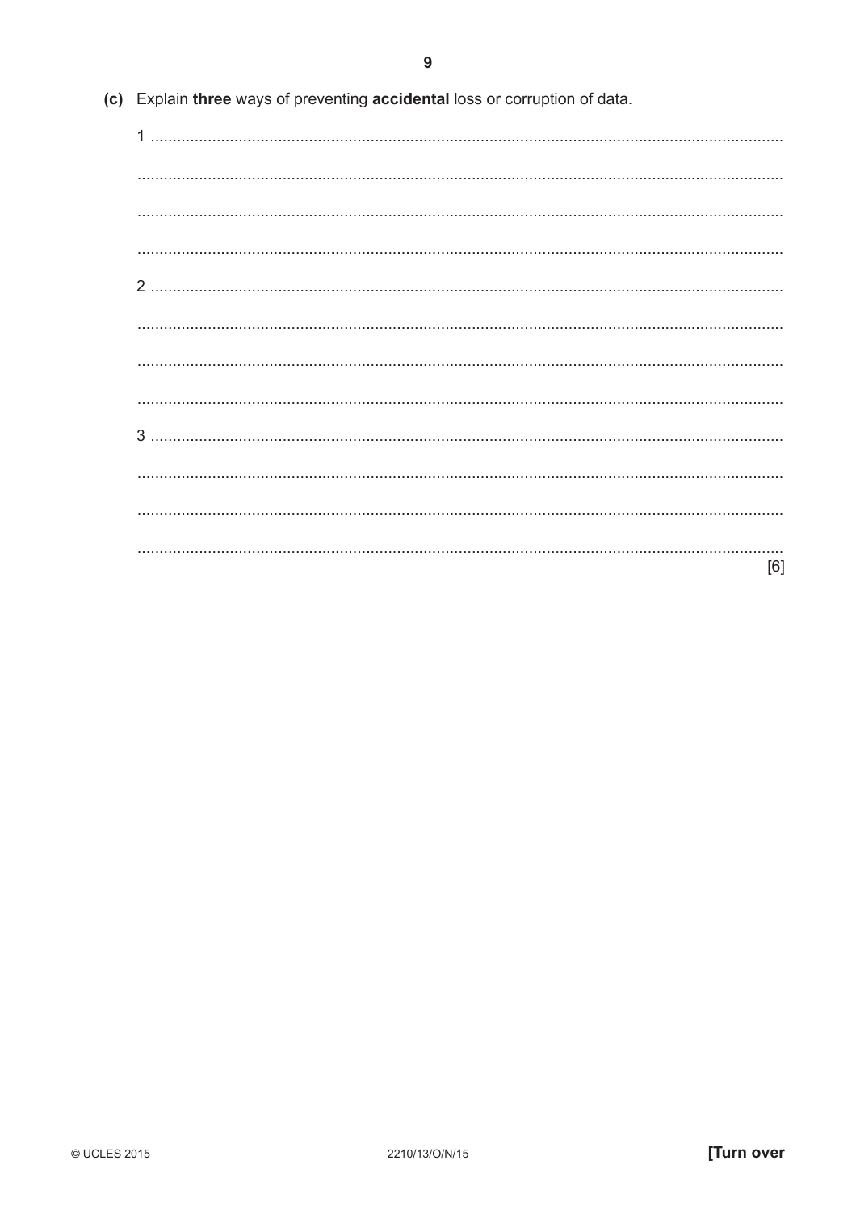(c) Explain **three** ways of preventing **accidental** loss or corruption of data.

1 ..........................................................................................................................................

..........................................................................................................................................

..........................................................................................................................................

..........................................................................................................................................

2 ..........................................................................................................................................

..........................................................................................................................................

..........................................................................................................................................

..........................................................................................................................................

3 ..........................................................................................................................................

..........................................................................................................................................

..........................................................................................................................................

..........................................................................................................................................
[6]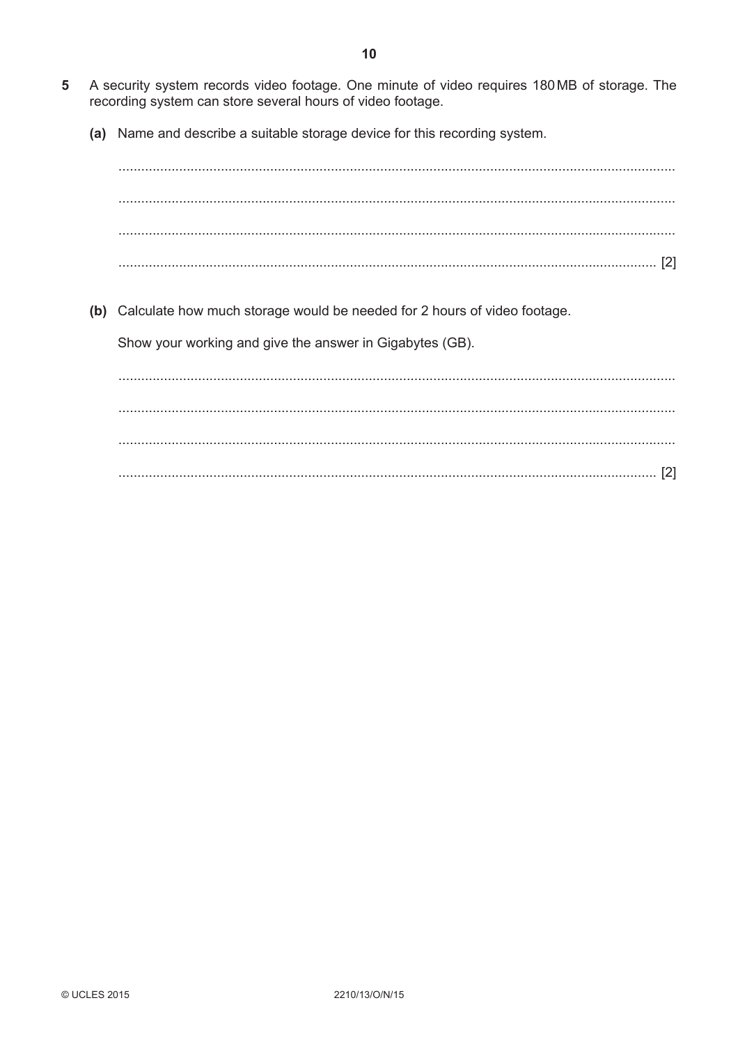5 A security system records video footage. One minute of video requires 180 MB of storage. The recording system can store several hours of video footage.

(a) Name and describe a suitable storage device for this recording system.

.......................................................................................................................................

.......................................................................................................................................

.......................................................................................................................................

....................................................................................................................................... [2]

(b) Calculate how much storage would be needed for 2 hours of video footage.

Show your working and give the answer in Gigabytes (GB).

.......................................................................................................................................

.......................................................................................................................................

.......................................................................................................................................

....................................................................................................................................... [2]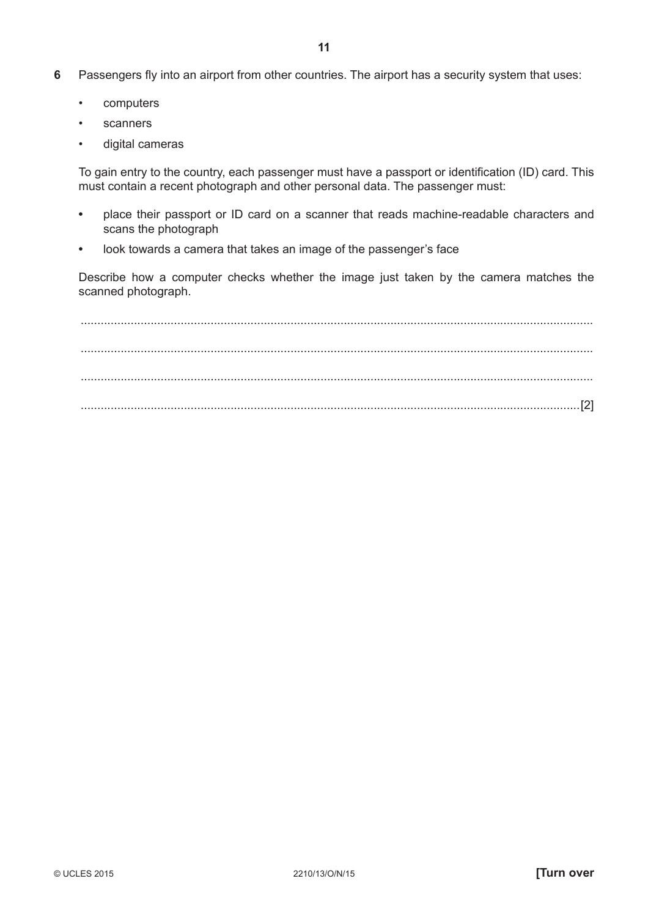**6** Passengers fly into an airport from other countries. The airport has a security system that uses:

- computers
- scanners
- digital cameras

To gain entry to the country, each passenger must have a passport or identification (ID) card. This must contain a recent photograph and other personal data. The passenger must:

- place their passport or ID card on a scanner that reads machine-readable characters and scans the photograph
- look towards a camera that takes an image of the passenger's face

Describe how a computer checks whether the image just taken by the camera matches the scanned photograph.

..........................................................................................................................................

..........................................................................................................................................

..........................................................................................................................................

.......................................................................................................................................[2]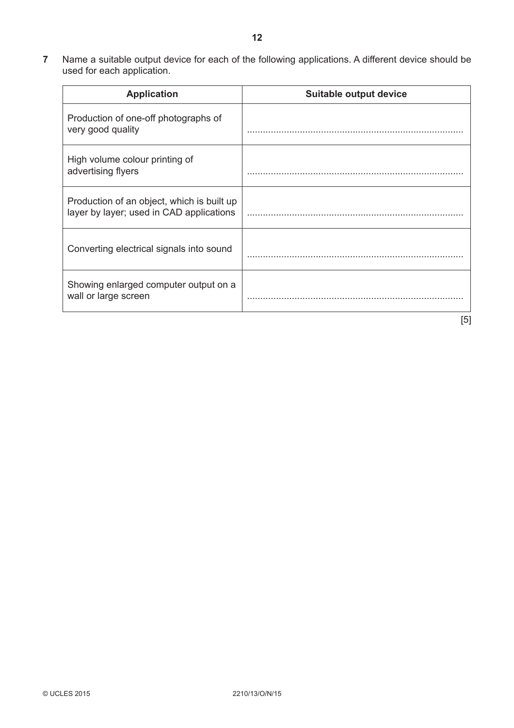**7** Name a suitable output device for each of the following applications. A different device should be used for each application.

| Application | Suitable output device |
| --- | --- |
| Production of one-off photographs of very good quality | ................................................................................. |
| High volume colour printing of advertising flyers | ................................................................................. |
| Production of an object, which is built up layer by layer; used in CAD applications | ................................................................................. |
| Converting electrical signals into sound | ................................................................................. |
| Showing enlarged computer output on a wall or large screen | ................................................................................. |

[5]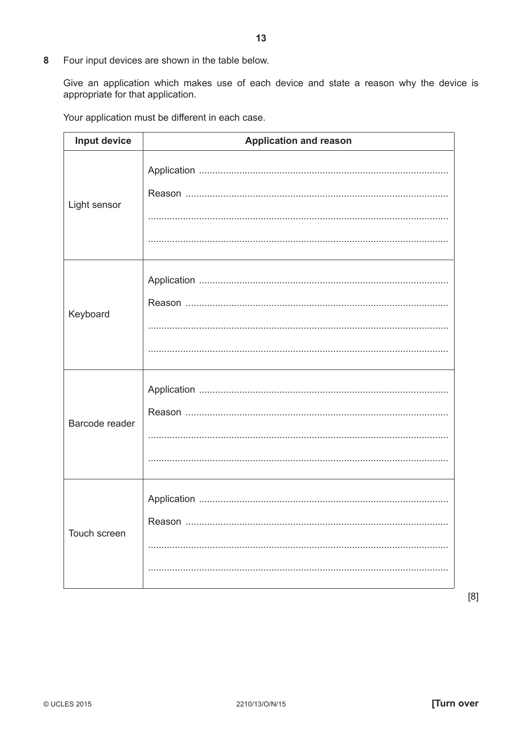**8** Four input devices are shown in the table below.

Give an application which makes use of each device and state a reason why the device is appropriate for that application.

Your application must be different in each case.

| Input device | Application and reason |
|---|---|
| Light sensor | Application ............................................................................................ <br> Reason ................................................................................................. <br> .............................................................................................................. <br> .............................................................................................................. |
| Keyboard | Application ............................................................................................ <br> Reason ................................................................................................. <br> .............................................................................................................. <br> .............................................................................................................. |
| Barcode reader | Application ............................................................................................ <br> Reason ................................................................................................. <br> .............................................................................................................. <br> .............................................................................................................. |
| Touch screen | Application ............................................................................................ <br> Reason ................................................................................................. <br> .............................................................................................................. <br> .............................................................................................................. |

[8]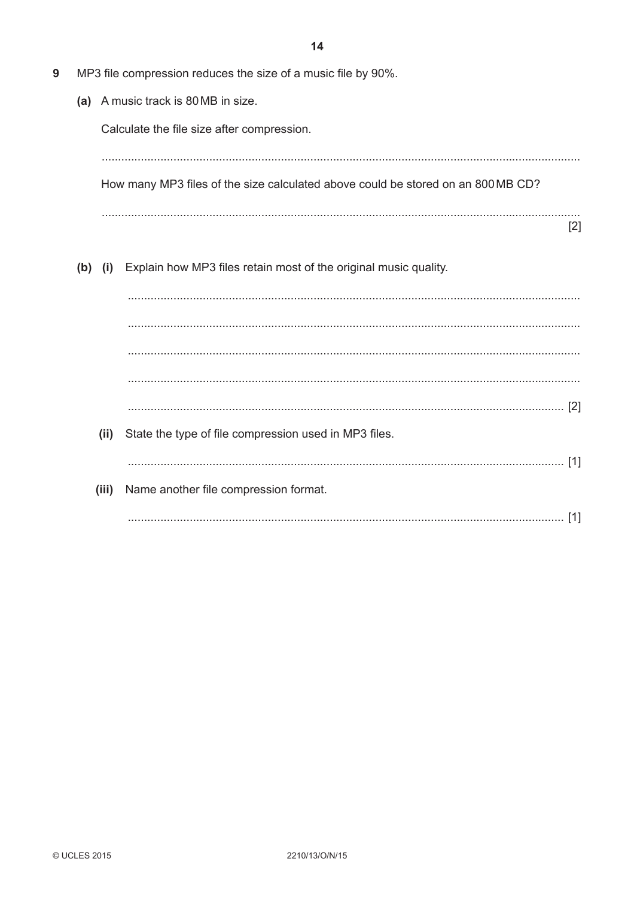9 MP3 file compression reduces the size of a music file by 90%.

(a) A music track is 80 MB in size.

Calculate the file size after compression.

.......................................................................................................................................

How many MP3 files of the size calculated above could be stored on an 800 MB CD?

....................................................................................................................................... [2]

(b) (i) Explain how MP3 files retain most of the original music quality.

.......................................................................................................................................

.......................................................................................................................................

.......................................................................................................................................

.......................................................................................................................................

....................................................................................................................................... [2]

(ii) State the type of file compression used in MP3 files.

....................................................................................................................................... [1]

(iii) Name another file compression format.

....................................................................................................................................... [1]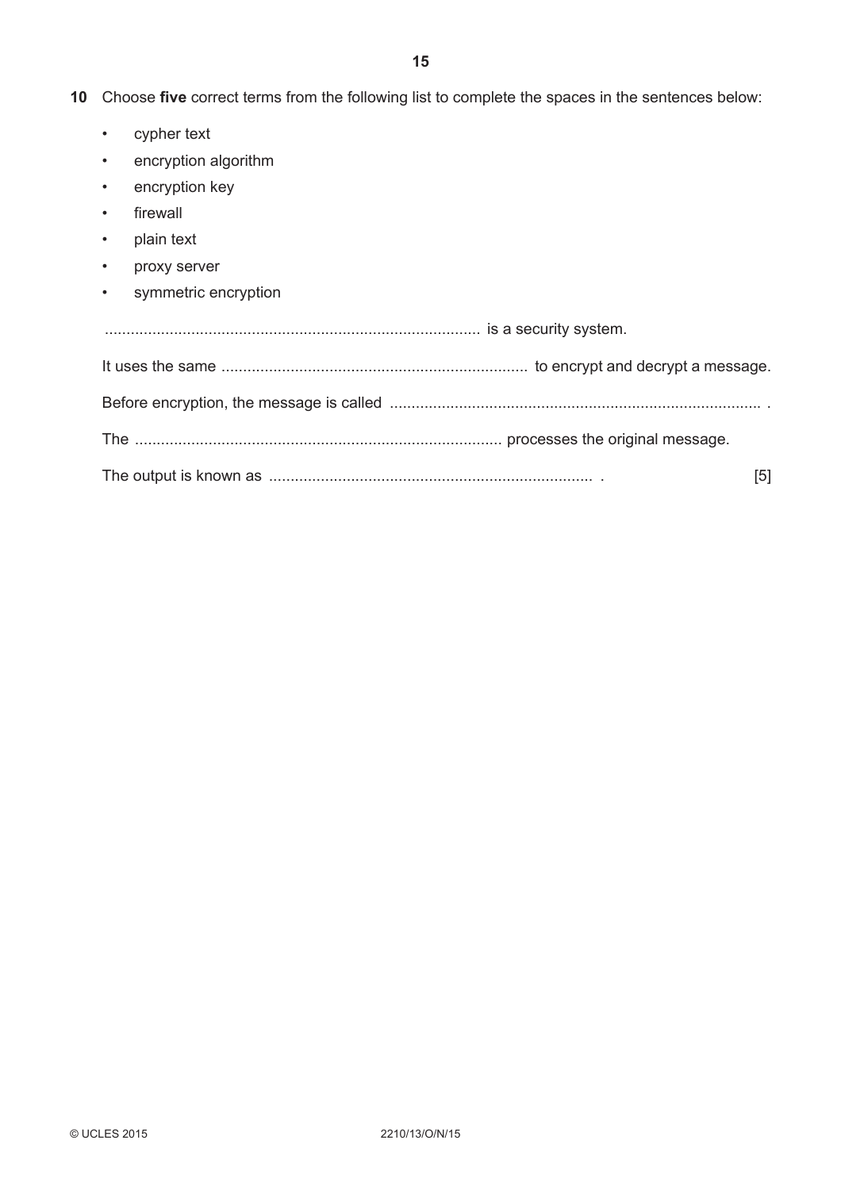**10** Choose **five** correct terms from the following list to complete the spaces in the sentences below:

- cypher text
- encryption algorithm
- encryption key
- firewall
- plain text
- proxy server
- symmetric encryption

...................................................................................... is a security system.

It uses the same ....................................................................... to encrypt and decrypt a message.

Before encryption, the message is called ...................................................................................... .

The ..................................................................................... processes the original message.

The output is known as .......................................................................... . [5]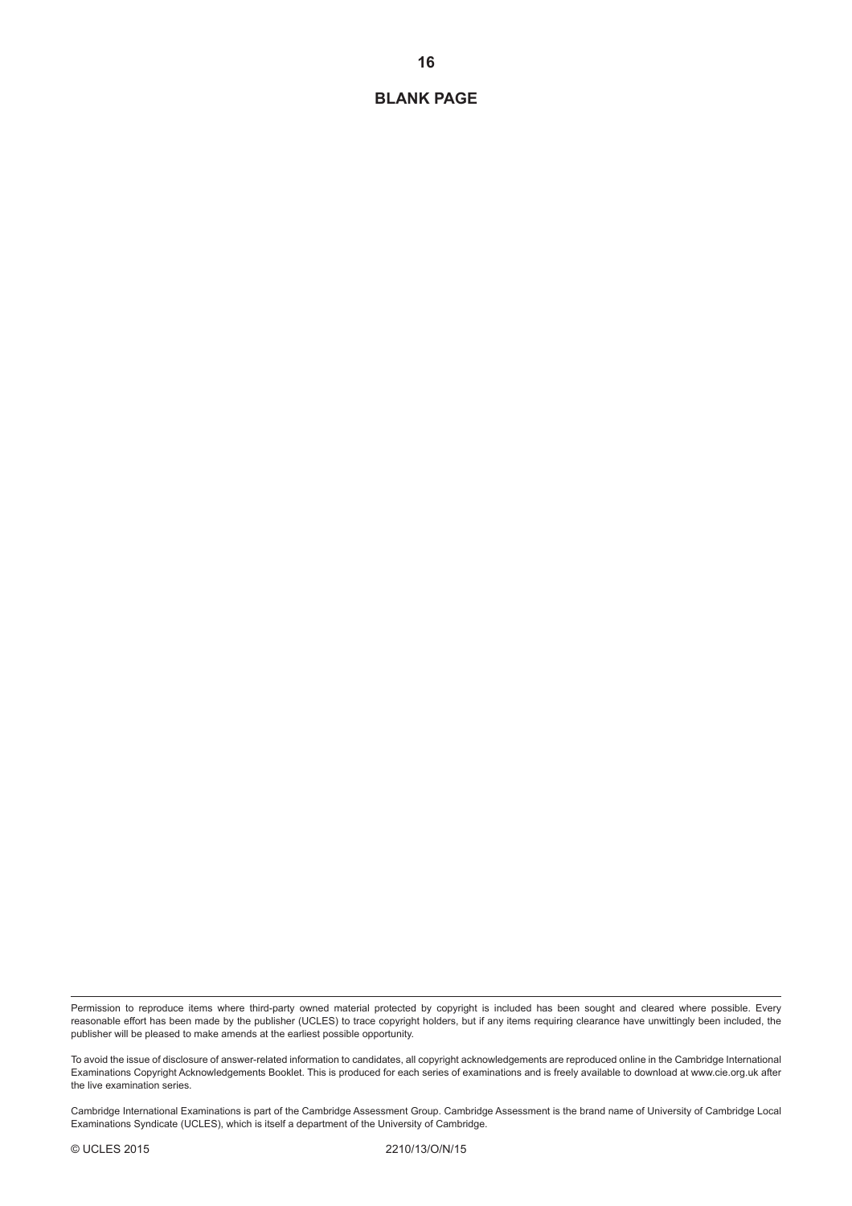**BLANK PAGE**

Permission to reproduce items where third-party owned material protected by copyright is included has been sought and cleared where possible. Every reasonable effort has been made by the publisher (UCLES) to trace copyright holders, but if any items requiring clearance have unwittingly been included, the publisher will be pleased to make amends at the earliest possible opportunity.

To avoid the issue of disclosure of answer-related information to candidates, all copyright acknowledgements are reproduced online in the Cambridge International Examinations Copyright Acknowledgements Booklet. This is produced for each series of examinations and is freely available to download at www.cie.org.uk after the live examination series.

Cambridge International Examinations is part of the Cambridge Assessment Group. Cambridge Assessment is the brand name of University of Cambridge Local Examinations Syndicate (UCLES), which is itself a department of the University of Cambridge.

© UCLES 2015 2210/13/O/N/15